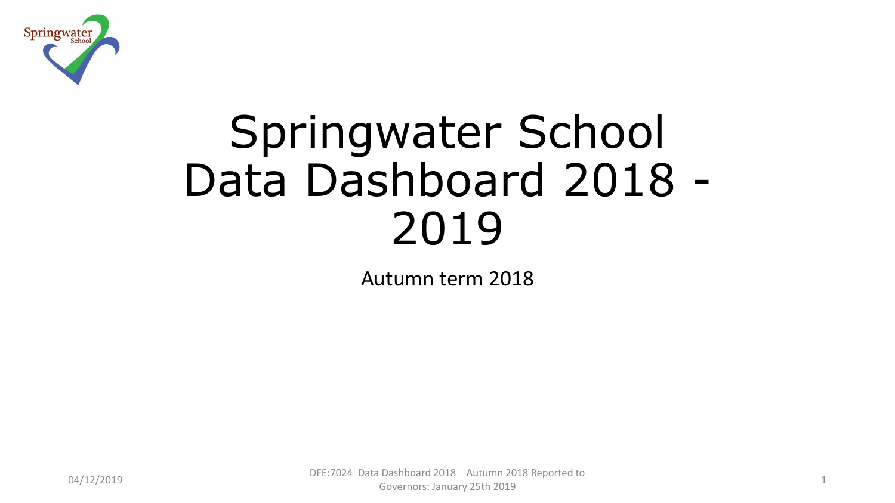# Springwater School Data Dashboard 2018 - 2019

Autumn term 2018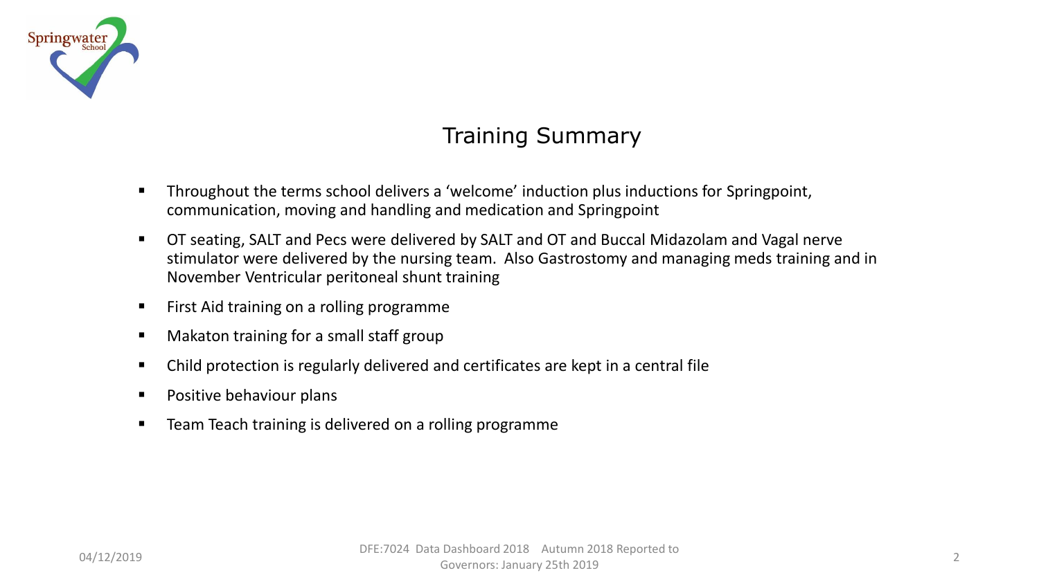## Training Summary

- Throughout the terms school delivers a 'welcome' induction plus inductions for Springpoint, communication, moving and handling and medication and Springpoint
- OT seating, SALT and Pecs were delivered by SALT and OT and Buccal Midazolam and Vagal nerve stimulator were delivered by the nursing team. Also Gastrostomy and managing meds training and in November Ventricular peritoneal shunt training
- First Aid training on a rolling programme
- Makaton training for a small staff group
- Child protection is regularly delivered and certificates are kept in a central file
- Positive behaviour plans
- Team Teach training is delivered on a rolling programme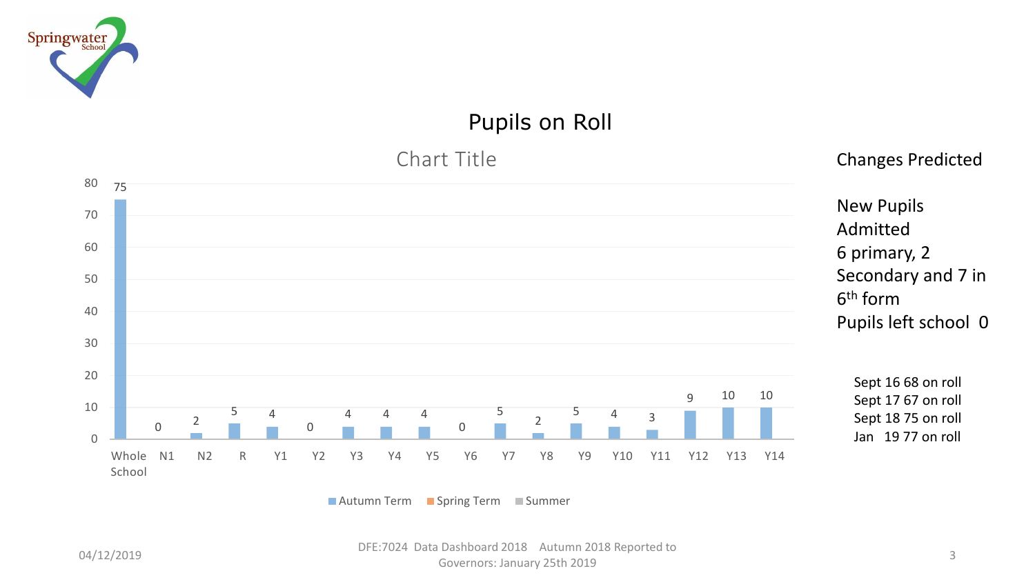# Pupils on Roll

**Chart Title**

| | Whole School | N1 | N2 | R | Y1 | Y2 | Y3 | Y4 | Y5 | Y6 | Y7 | Y8 | Y9 | Y10 | Y11 | Y12 | Y13 | Y14 |
|---|---|---|---|---|---|---|---|---|---|---|---|---|---|---|---|---|---|---|
| Autumn Term | 75 | 0 | 2 | 5 | 4 | 0 | 4 | 4 | 4 | 0 | 5 | 2 | 5 | 4 | 3 | 9 | 10 | 10 |

Legend: Autumn Term, Spring Term, Summer

## Changes Predicted

New Pupils Admitted
6 primary, 2 Secondary and 7 in 6th form
Pupils left school 0

Sept 16 68 on roll
Sept 17 67 on roll
Sept 18 75 on roll
Jan 19 77 on roll

04/12/2019

DFE:7024 Data Dashboard 2018 Autumn 2018 Reported to Governors: January 25th 2019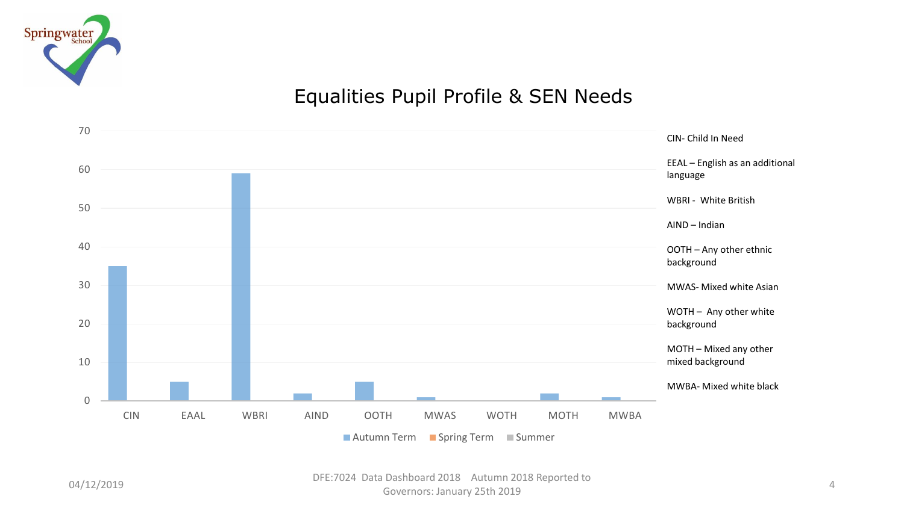# Equalities Pupil Profile & SEN Needs

| Category | Autumn Term | Spring Term | Summer |
|---|---|---|---|
| CIN | 35 | | |
| EAAL | 5 | | |
| WBRI | 59 | | |
| AIND | 2 | | |
| OOTH | 5 | | |
| MWAS | 1 | | |
| WOTH | 0 | | |
| MOTH | 2 | | |
| MWBA | 1 | | |

CIN- Child In Need

EEAL – English as an additional language

WBRI - White British

AIND – Indian

OOTH – Any other ethnic background

MWAS- Mixed white Asian

WOTH – Any other white background

MOTH – Mixed any other mixed background

MWBA- Mixed white black

04/12/2019

DFE:7024 Data Dashboard 2018 Autumn 2018 Reported to Governors: January 25th 2019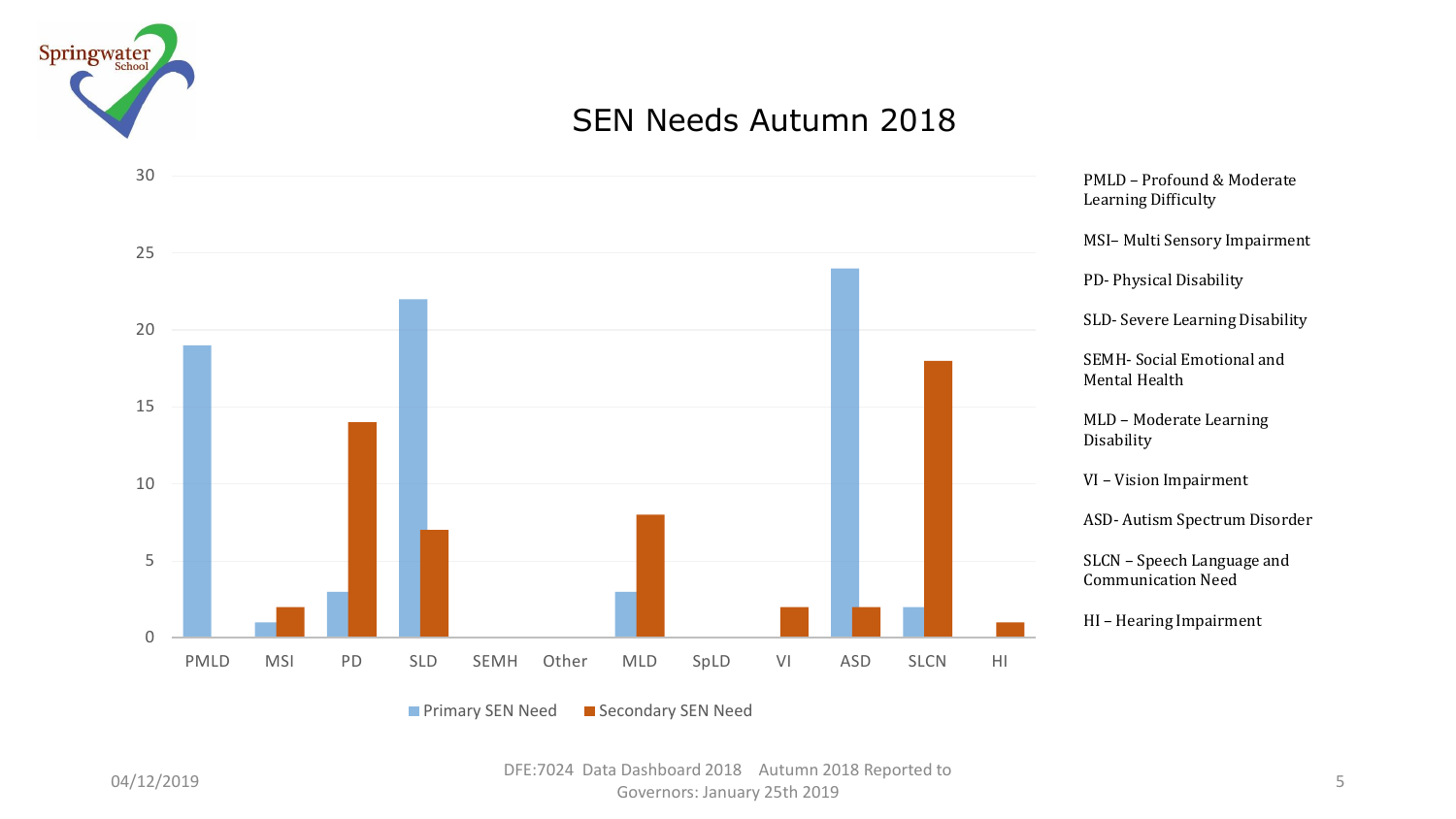# SEN Needs Autumn 2018

| Need | Primary SEN Need | Secondary SEN Need |
|---|---|---|
| PMLD | 19 | |
| MSI | 1 | 2 |
| PD | 3 | 14 |
| SLD | 22 | 7 |
| SEMH | | |
| Other | | |
| MLD | 3 | 8 |
| SpLD | | |
| VI | | 2 |
| ASD | 24 | 2 |
| SLCN | 2 | 18 |
| HI | | 1 |

PMLD – Profound & Moderate Learning Difficulty

MSI– Multi Sensory Impairment

PD- Physical Disability

SLD- Severe Learning Disability

SEMH- Social Emotional and Mental Health

MLD – Moderate Learning Disability

VI – Vision Impairment

ASD- Autism Spectrum Disorder

SLCN – Speech Language and Communication Need

HI – Hearing Impairment

DFE:7024 Data Dashboard 2018 Autumn 2018 Reported to Governors: January 25th 2019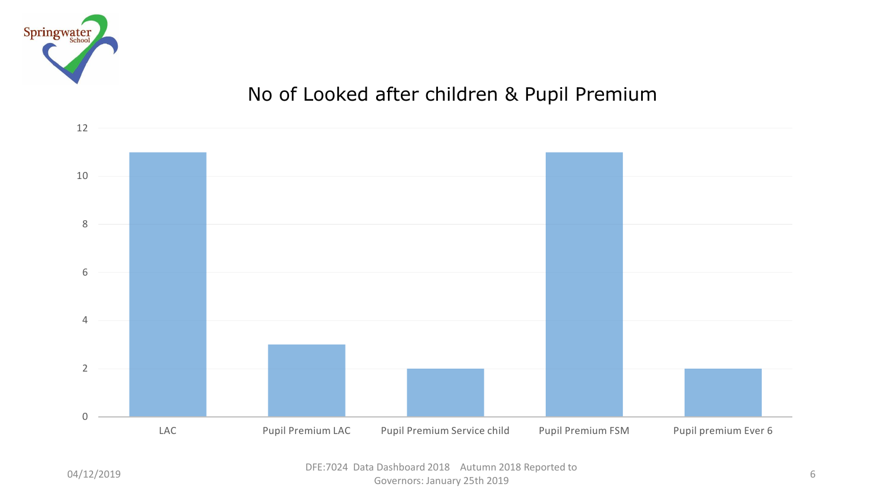# No of Looked after children & Pupil Premium

| Category | Number |
| --- | --- |
| LAC | 11 |
| Pupil Premium LAC | 3 |
| Pupil Premium Service child | 2 |
| Pupil Premium FSM | 11 |
| Pupil premium Ever 6 | 2 |

DFE:7024 Data Dashboard 2018 Autumn 2018 Reported to Governors: January 25th 2019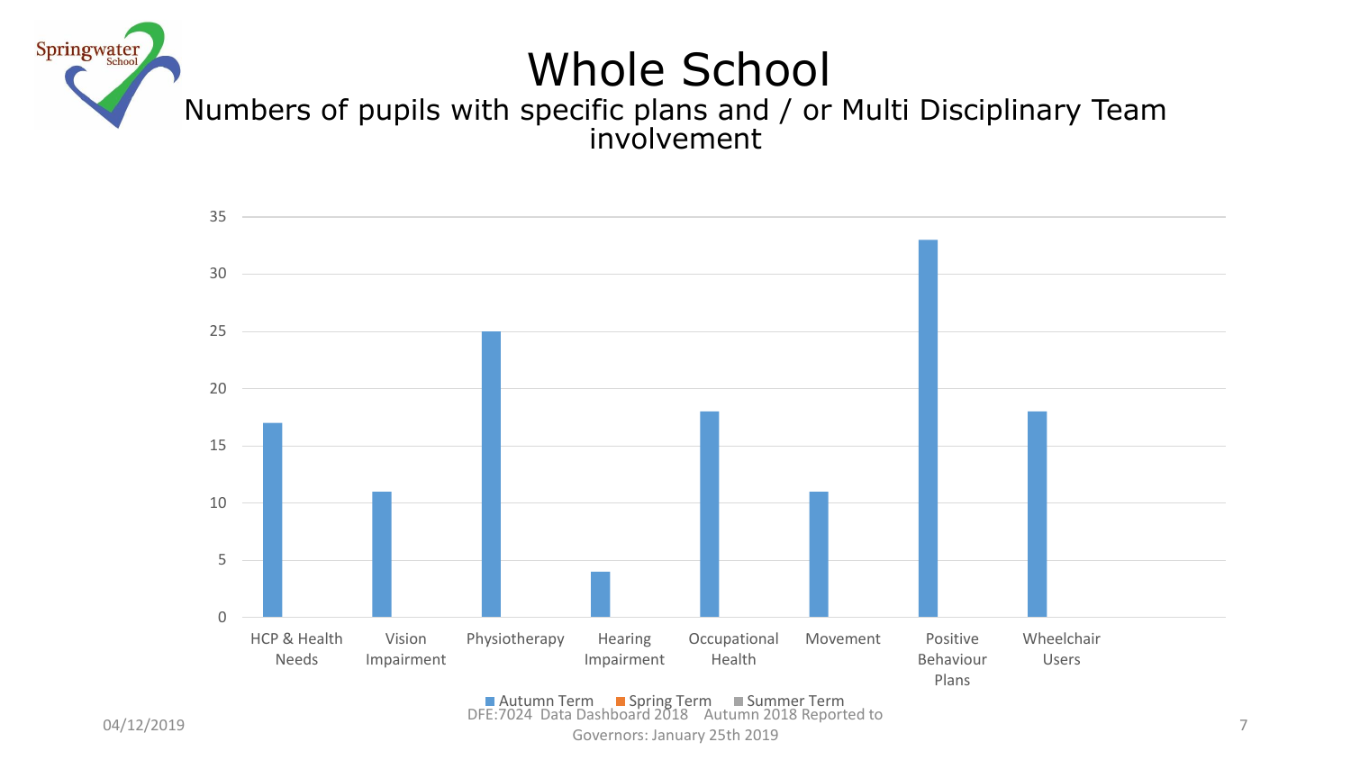# Whole School

## Numbers of pupils with specific plans and / or Multi Disciplinary Team involvement

| Category | Autumn Term | Spring Term | Summer Term |
|---|---|---|---|
| HCP & Health Needs | 17 | | |
| Vision Impairment | 11 | | |
| Physiotherapy | 25 | | |
| Hearing Impairment | 4 | | |
| Occupational Health | 18 | | |
| Movement | 11 | | |
| Positive Behaviour Plans | 33 | | |
| Wheelchair Users | 18 | | |

DFE:7024 Data Dashboard 2018 Autumn 2018 Reported to Governors: January 25th 2019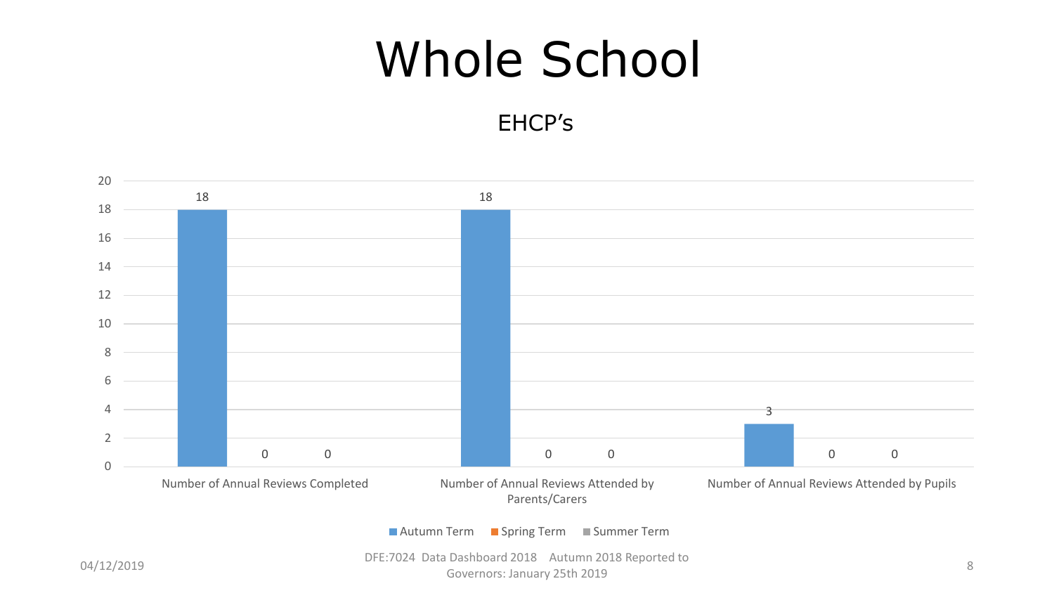# Whole School

## EHCP's

| | Autumn Term | Spring Term | Summer Term |
|---|---|---|---|
| Number of Annual Reviews Completed | 18 | 0 | 0 |
| Number of Annual Reviews Attended by Parents/Carers | 18 | 0 | 0 |
| Number of Annual Reviews Attended by Pupils | 3 | 0 | 0 |

DFE:7024 Data Dashboard 2018 Autumn 2018 Reported to Governors: January 25th 2019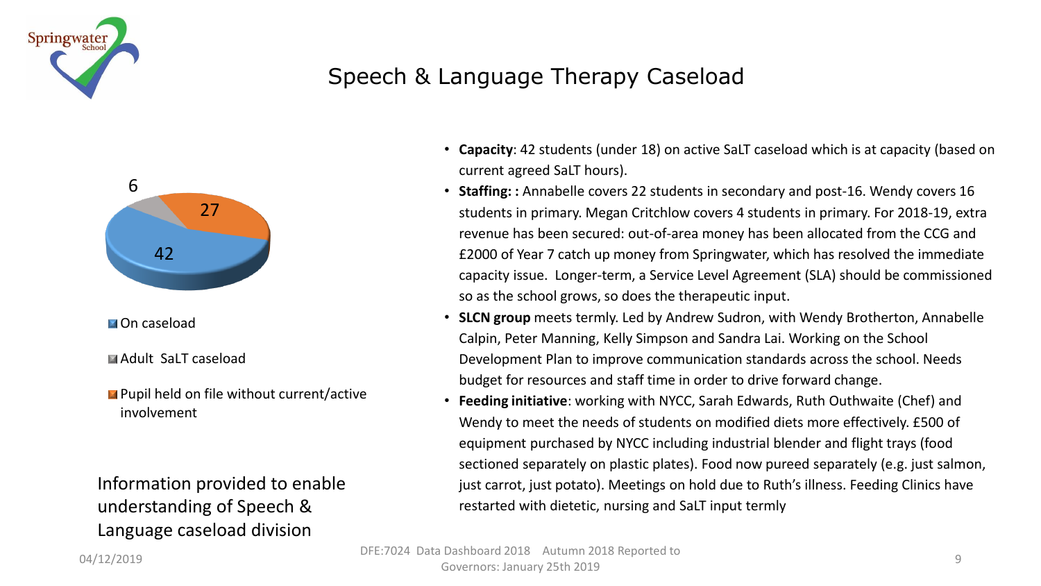# Speech & Language Therapy Caseload

| Category | Count |
|---|---|
| On caseload | 42 |
| Adult SaLT caseload | 6 |
| Pupil held on file without current/active involvement | 27 |

Information provided to enable understanding of Speech & Language caseload division

- **Capacity**: 42 students (under 18) on active SaLT caseload which is at capacity (based on current agreed SaLT hours).
- **Staffing: :** Annabelle covers 22 students in secondary and post-16. Wendy covers 16 students in primary. Megan Critchlow covers 4 students in primary. For 2018-19, extra revenue has been secured: out-of-area money has been allocated from the CCG and £2000 of Year 7 catch up money from Springwater, which has resolved the immediate capacity issue. Longer-term, a Service Level Agreement (SLA) should be commissioned so as the school grows, so does the therapeutic input.
- **SLCN group** meets termly. Led by Andrew Sudron, with Wendy Brotherton, Annabelle Calpin, Peter Manning, Kelly Simpson and Sandra Lai. Working on the School Development Plan to improve communication standards across the school. Needs budget for resources and staff time in order to drive forward change.
- **Feeding initiative**: working with NYCC, Sarah Edwards, Ruth Outhwaite (Chef) and Wendy to meet the needs of students on modified diets more effectively. £500 of equipment purchased by NYCC including industrial blender and flight trays (food sectioned separately on plastic plates). Food now pureed separately (e.g. just salmon, just carrot, just potato). Meetings on hold due to Ruth's illness. Feeding Clinics have restarted with dietetic, nursing and SaLT input termly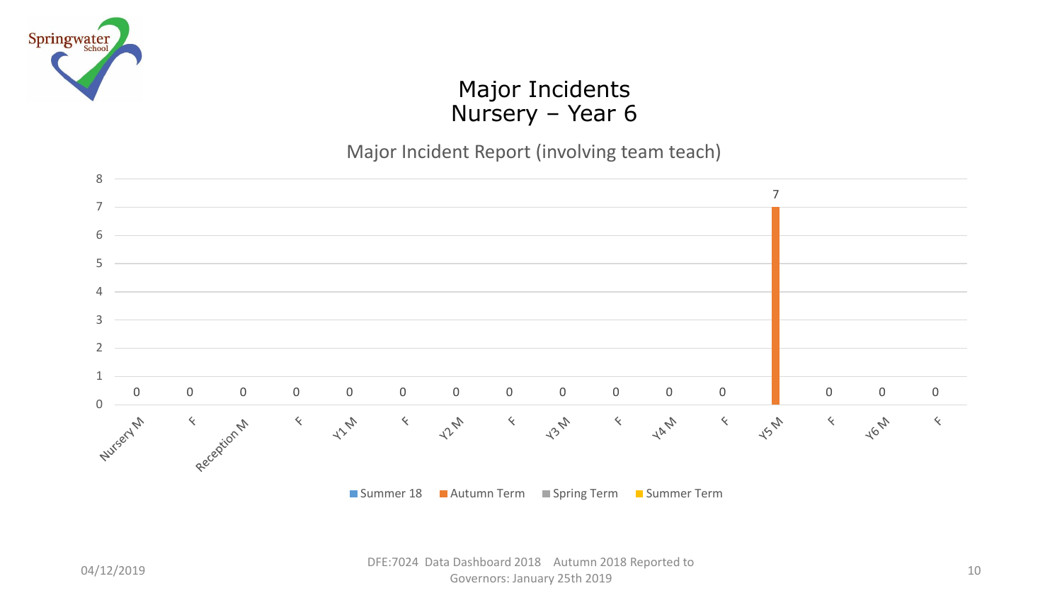# Major Incidents
## Nursery – Year 6

Major Incident Report (involving team teach)

| | Nursery M | F | Reception M | F | Y1 M | F | Y2 M | F | Y3 M | F | Y4 M | F | Y5 M | F | Y6 M | F |
|---|---|---|---|---|---|---|---|---|---|---|---|---|---|---|---|---|
| Autumn Term | 0 | 0 | 0 | 0 | 0 | 0 | 0 | 0 | 0 | 0 | 0 | 0 | 7 | 0 | 0 | 0 |

Summer 18 | Autumn Term | Spring Term | Summer Term

DFE:7024 Data Dashboard 2018 Autumn 2018 Reported to Governors: January 25th 2019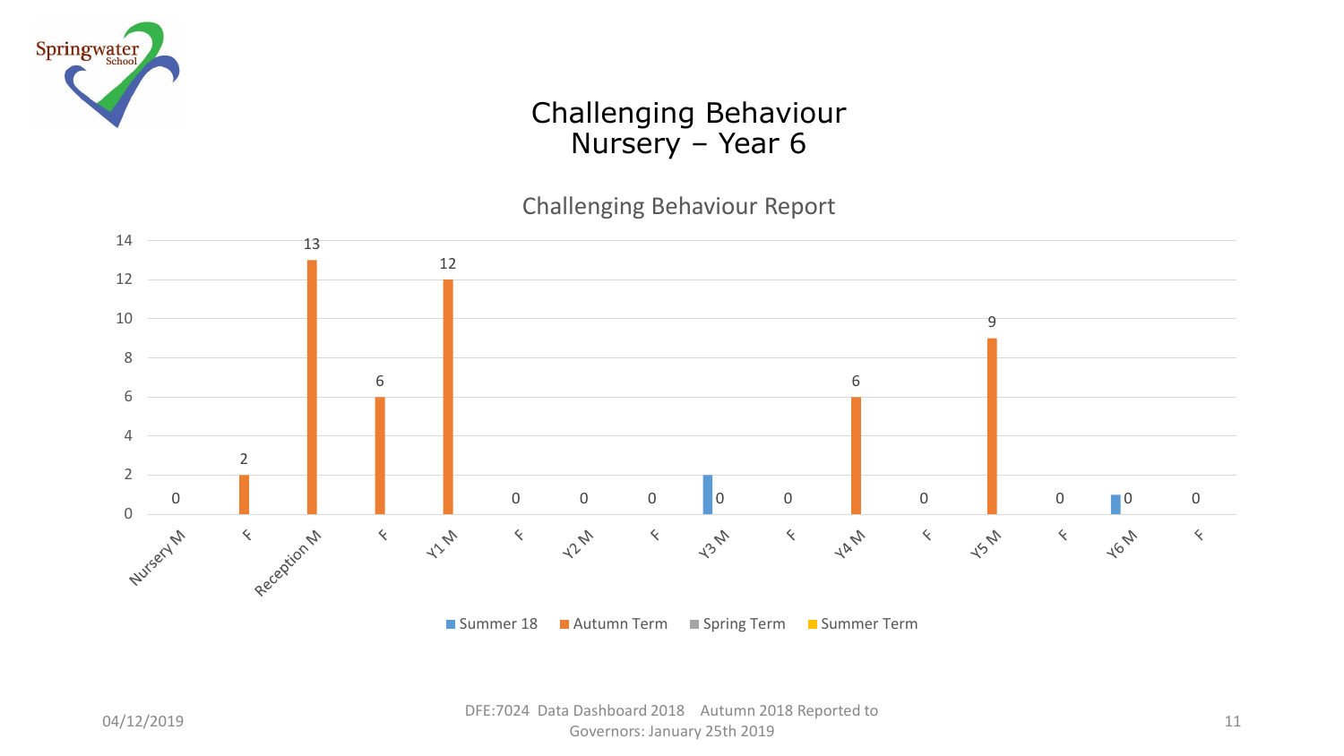# Challenging Behaviour
# Nursery – Year 6

## Challenging Behaviour Report

| | Summer 18 | Autumn Term | Spring Term | Summer Term |
|---|---|---|---|---|
| Nursery M | | 0 | | |
| F | | 2 | | |
| Reception M | | 13 | | |
| F | | 6 | | |
| Y1 M | | 12 | | |
| F | | 0 | | |
| Y2 M | | 0 | | |
| F | | 0 | | |
| Y3 M | 2 | 0 | | |
| F | | 0 | | |
| Y4 M | | 6 | | |
| F | | 0 | | |
| Y5 M | | 9 | | |
| F | | 0 | | |
| Y6 M | 1 | 0 | | |
| F | | 0 | | |

DFE:7024 Data Dashboard 2018 Autumn 2018 Reported to Governors: January 25th 2019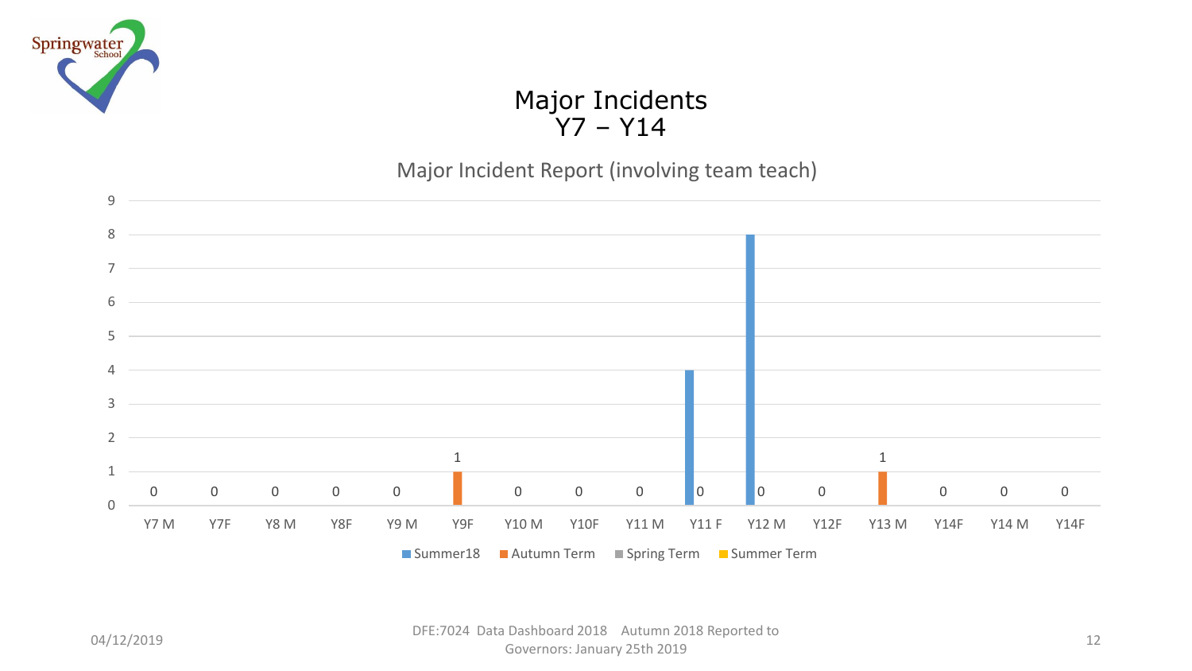# Major Incidents
# Y7 – Y14

## Major Incident Report (involving team teach)

| | Y7 M | Y7F | Y8 M | Y8F | Y9 M | Y9F | Y10 M | Y10F | Y11 M | Y11 F | Y12 M | Y12F | Y13 M | Y14F | Y14 M | Y14F |
|---|---|---|---|---|---|---|---|---|---|---|---|---|---|---|---|---|
| Summer18 | 0 | 0 | 0 | 0 | 0 | | 0 | 0 | 0 | 4 | 8 | 0 | | 0 | 0 | 0 |
| Autumn Term | | | | | | 1 | | | | 0 | 0 | | 1 | | | |
| Spring Term | | | | | | | | | | | | | | | | |
| Summer Term | | | | | | | | | | | | | | | | |

DFE:7024 Data Dashboard 2018 Autumn 2018 Reported to Governors: January 25th 2019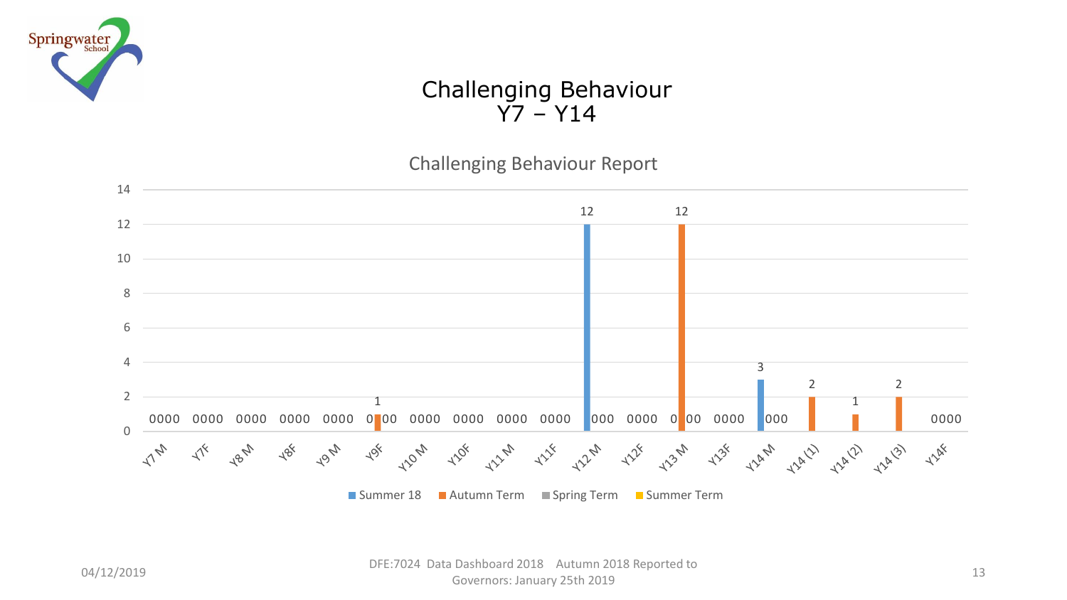# Challenging Behaviour
## Y7 – Y14

### Challenging Behaviour Report

| | Summer 18 | Autumn Term | Spring Term | Summer Term |
|---|---|---|---|---|
| Y7 M | 0 | 0 | 0 | 0 |
| Y7F | 0 | 0 | 0 | 0 |
| Y8 M | 0 | 0 | 0 | 0 |
| Y8F | 0 | 0 | 0 | 0 |
| Y9 M | 0 | 0 | 0 | 0 |
| Y9F | 0 | 1 | 0 | 0 |
| Y10 M | 0 | 0 | 0 | 0 |
| Y10F | 0 | 0 | 0 | 0 |
| Y11 M | 0 | 0 | 0 | 0 |
| Y11F | 0 | 0 | 0 | 0 |
| Y12 M | 12 | 0 | 0 | 0 |
| Y12F | 0 | 0 | 0 | 0 |
| Y13 M | 0 | 12 | 0 | 0 |
| Y13F | 0 | 0 | 0 | 0 |
| Y14 M | 3 | 0 | 0 | 0 |
| Y14 (1) | | 2 | | |
| Y14 (2) | | 1 | | |
| Y14 (3) | | 2 | | |
| Y14F | 0 | 0 | 0 | 0 |

04/12/2019

DFE:7024 Data Dashboard 2018 Autumn 2018 Reported to Governors: January 25th 2019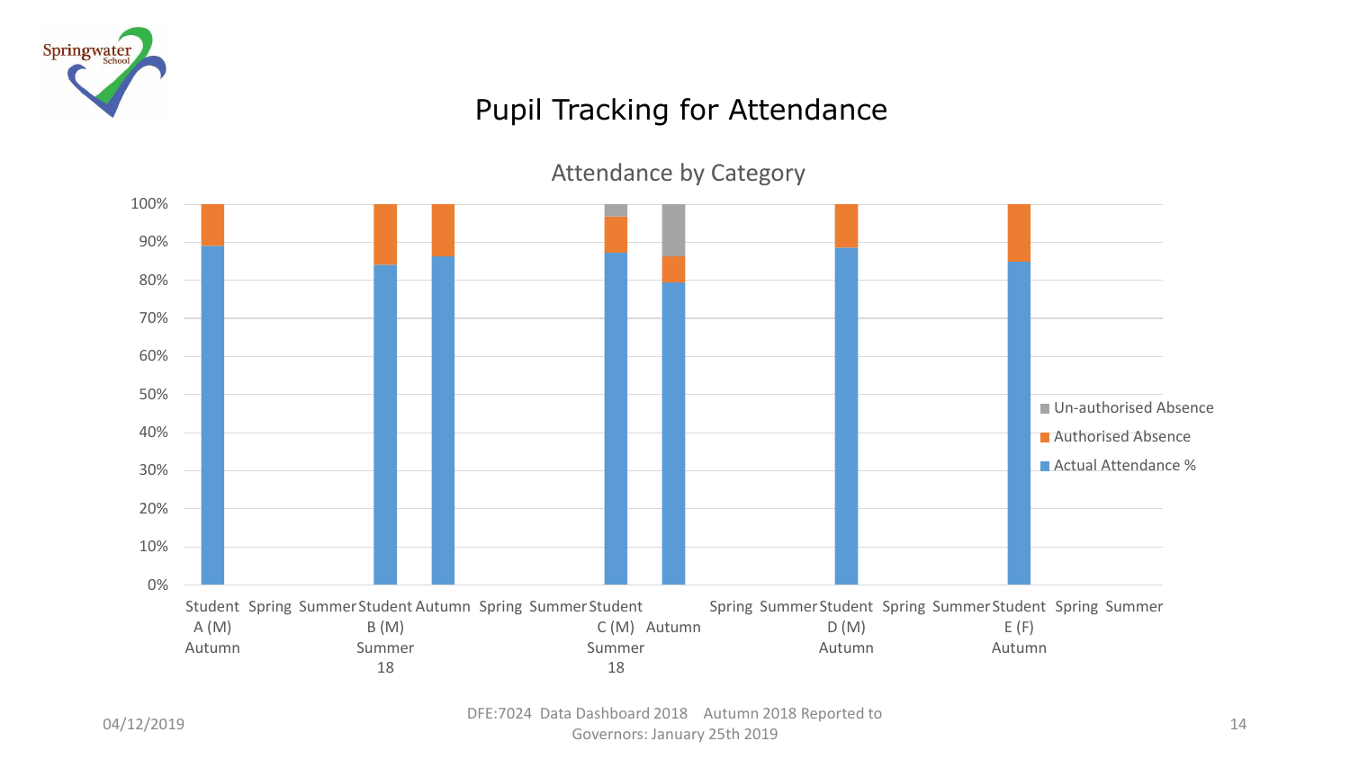# Pupil Tracking for Attendance

## Attendance by Category

Legend: Un-authorised Absence; Authorised Absence; Actual Attendance %

| Category | Actual Attendance % | Authorised Absence | Un-authorised Absence |
| --- | --- | --- | --- |
| Student A (M) Autumn | ~89% | ~11% | |
| Spring | | | |
| Summer | | | |
| Student B (M) Summer 18 | ~84% | ~16% | |
| Autumn | ~86% | ~14% | |
| Spring | | | |
| Summer | | | |
| Student C (M) Summer 18 | ~87% | ~10% | ~3% |
| Autumn | ~79% | ~7% | ~14% |
| Spring | | | |
| Summer | | | |
| Student D (M) Autumn | ~88% | ~12% | |
| Spring | | | |
| Summer | | | |
| Student E (F) Autumn | ~85% | ~15% | |
| Spring | | | |
| Summer | | | |

DFE:7024 Data Dashboard 2018 Autumn 2018 Reported to Governors: January 25th 2019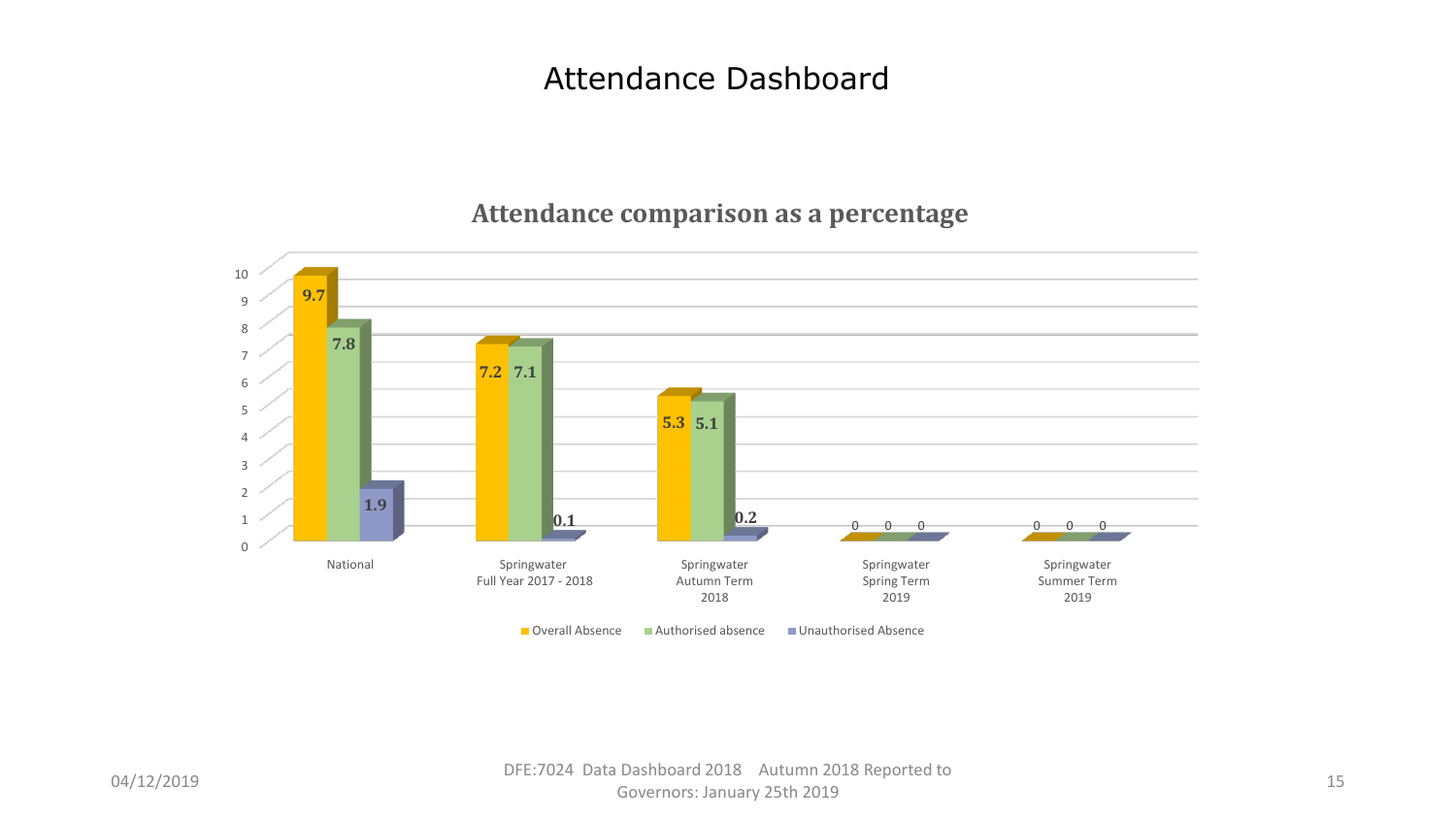# Attendance Dashboard

## Attendance comparison as a percentage

| | Overall Absence | Authorised absence | Unauthorised Absence |
|---|---|---|---|
| National | 9.7 | 7.8 | 1.9 |
| Springwater Full Year 2017 - 2018 | 7.2 | 7.1 | 0.1 |
| Springwater Autumn Term 2018 | 5.3 | 5.1 | 0.2 |
| Springwater Spring Term 2019 | 0 | 0 | 0 |
| Springwater Summer Term 2019 | 0 | 0 | 0 |

04/12/2019

DFE:7024 Data Dashboard 2018 Autumn 2018 Reported to Governors: January 25th 2019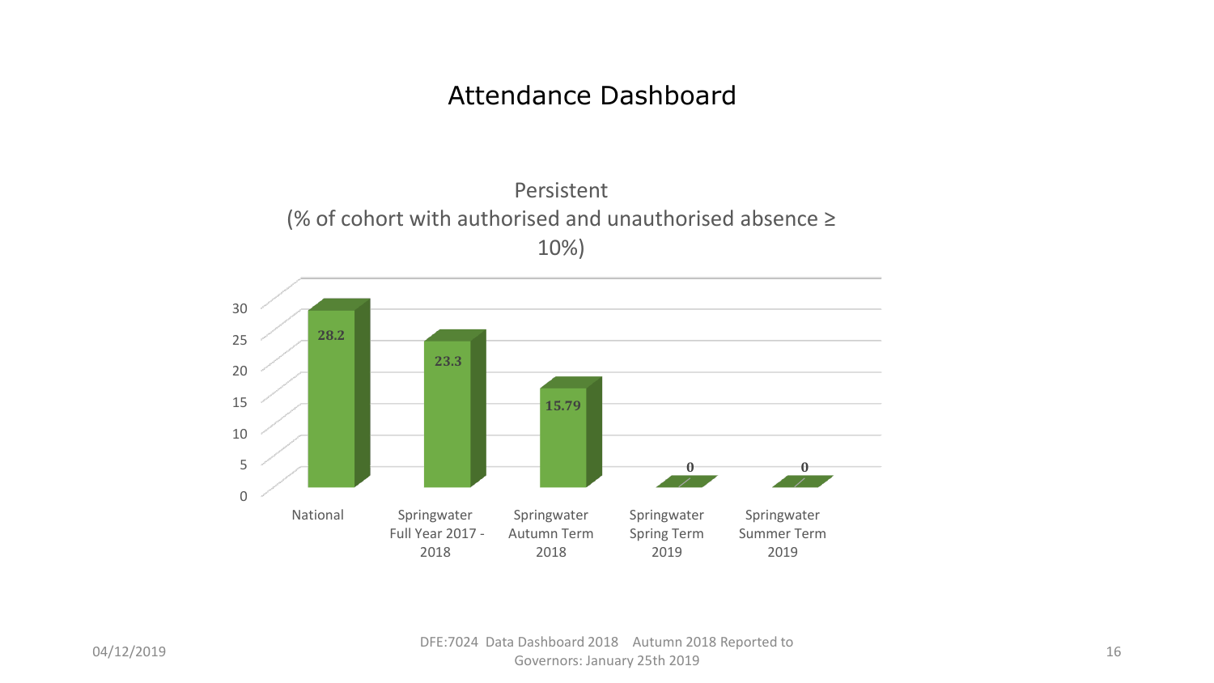# Attendance Dashboard

## Persistent (% of cohort with authorised and unauthorised absence ≥ 10%)

| | National | Springwater Full Year 2017 - 2018 | Springwater Autumn Term 2018 | Springwater Spring Term 2019 | Springwater Summer Term 2019 |
|---|---|---|---|---|---|
| Persistent (%) | 28.2 | 23.3 | 15.79 | 0 | 0 |

04/12/2019

DFE:7024 Data Dashboard 2018 Autumn 2018 Reported to Governors: January 25th 2019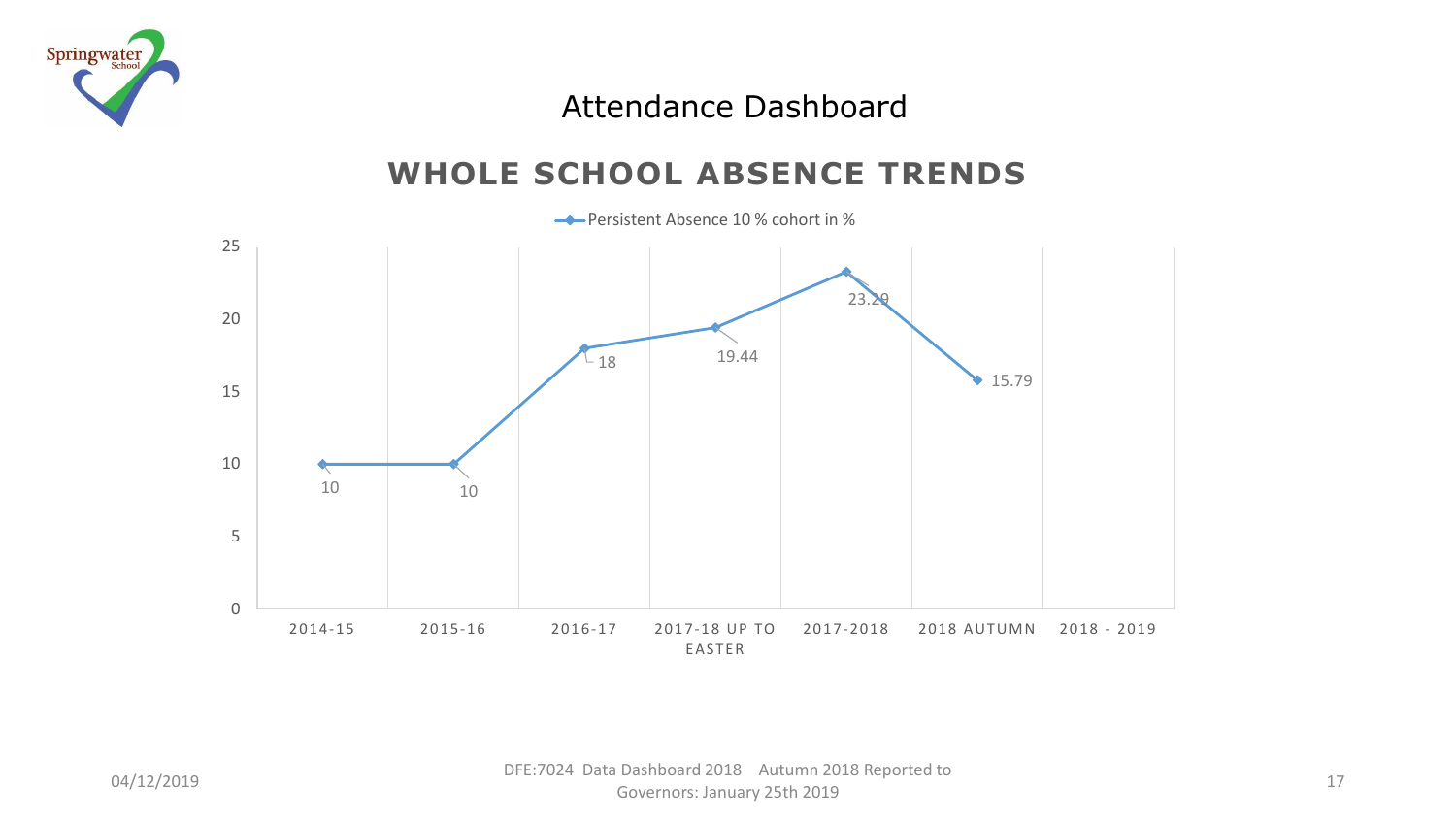# Attendance Dashboard

## WHOLE SCHOOL ABSENCE TRENDS

Persistent Absence 10 % cohort in %

| Period | Persistent Absence 10 % cohort in % |
|---|---|
| 2014-15 | 10 |
| 2015-16 | 10 |
| 2016-17 | 18 |
| 2017-18 UP TO EASTER | 19.44 |
| 2017-2018 | 23.29 |
| 2018 AUTUMN | 15.79 |
| 2018 - 2019 | |

04/12/2019

DFE:7024 Data Dashboard 2018 Autumn 2018 Reported to Governors: January 25th 2019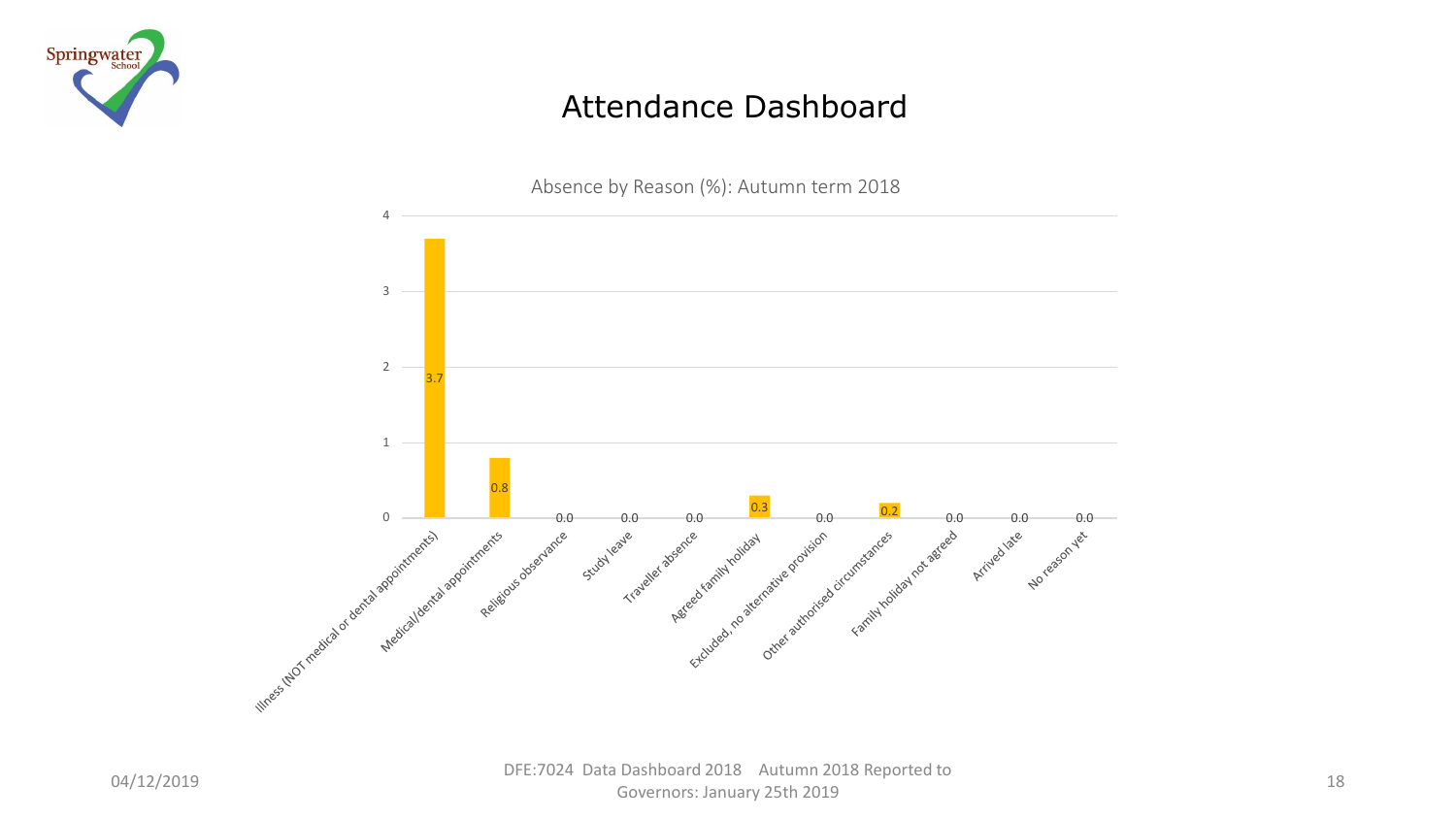# Attendance Dashboard

Absence by Reason (%): Autumn term 2018

4
3
2
1
0

3.7
0.8
0.0
0.0
0.0
0.3
0.0
0.2
0.0
0.0
0.0

Illness (NOT medical or dental appointments)
Medical/dental appointments
Religious observance
Study leave
Traveller absence
Agreed family holiday
Excluded, no alternative provision
Other authorised circumstances
Family holiday not agreed
Arrived late
No reason yet

04/12/2019

DFE:7024 Data Dashboard 2018 Autumn 2018 Reported to Governors: January 25th 2019